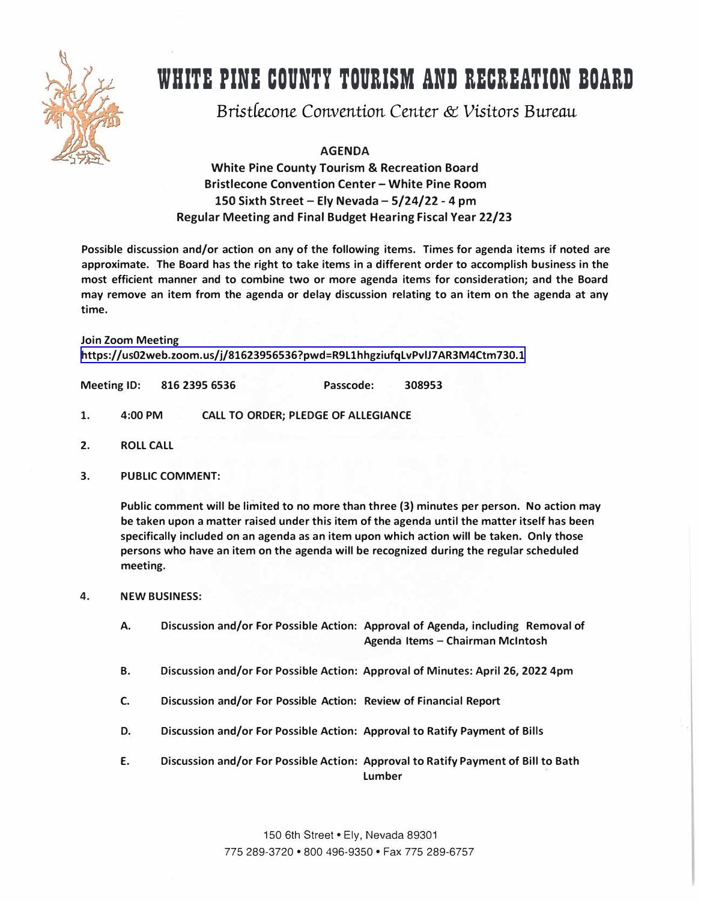# WHITE PINE COUNTY TOURISM AND RECREATION BOARD

*Bristlecone Convention Center & Visitors Bureau*

**AGENDA**

**White Pine County Tourism & Recreation Board**
**Bristlecone Convention Center – White Pine Room**
**150 Sixth Street – Ely Nevada – 5/24/22 - 4 pm**
**Regular Meeting and Final Budget Hearing Fiscal Year 22/23**

**Possible discussion and/or action on any of the following items. Times for agenda items if noted are approximate. The Board has the right to take items in a different order to accomplish business in the most efficient manner and to combine two or more agenda items for consideration; and the Board may remove an item from the agenda or delay discussion relating to an item on the agenda at any time.**

**Join Zoom Meeting**
https://us02web.zoom.us/j/81623956536?pwd=R9L1hhgziufqLvPvlJ7AR3M4Ctm730.1

**Meeting ID: 816 2395 6536 Passcode: 308953**

1. **4:00 PM CALL TO ORDER; PLEDGE OF ALLEGIANCE**

2. **ROLL CALL**

3. **PUBLIC COMMENT:**

   **Public comment will be limited to no more than three (3) minutes per person. No action may be taken upon a matter raised under this item of the agenda until the matter itself has been specifically included on an agenda as an item upon which action will be taken. Only those persons who have an item on the agenda will be recognized during the regular scheduled meeting.**

4. **NEW BUSINESS:**

   A. **Discussion and/or For Possible Action: Approval of Agenda, including Removal of Agenda Items – Chairman McIntosh**

   B. **Discussion and/or For Possible Action: Approval of Minutes: April 26, 2022 4pm**

   C. **Discussion and/or For Possible Action: Review of Financial Report**

   D. **Discussion and/or For Possible Action: Approval to Ratify Payment of Bills**

   E. **Discussion and/or For Possible Action: Approval to Ratify Payment of Bill to Bath Lumber**

150 6th Street • Ely, Nevada 89301
775 289-3720 • 800 496-9350 • Fax 775 289-6757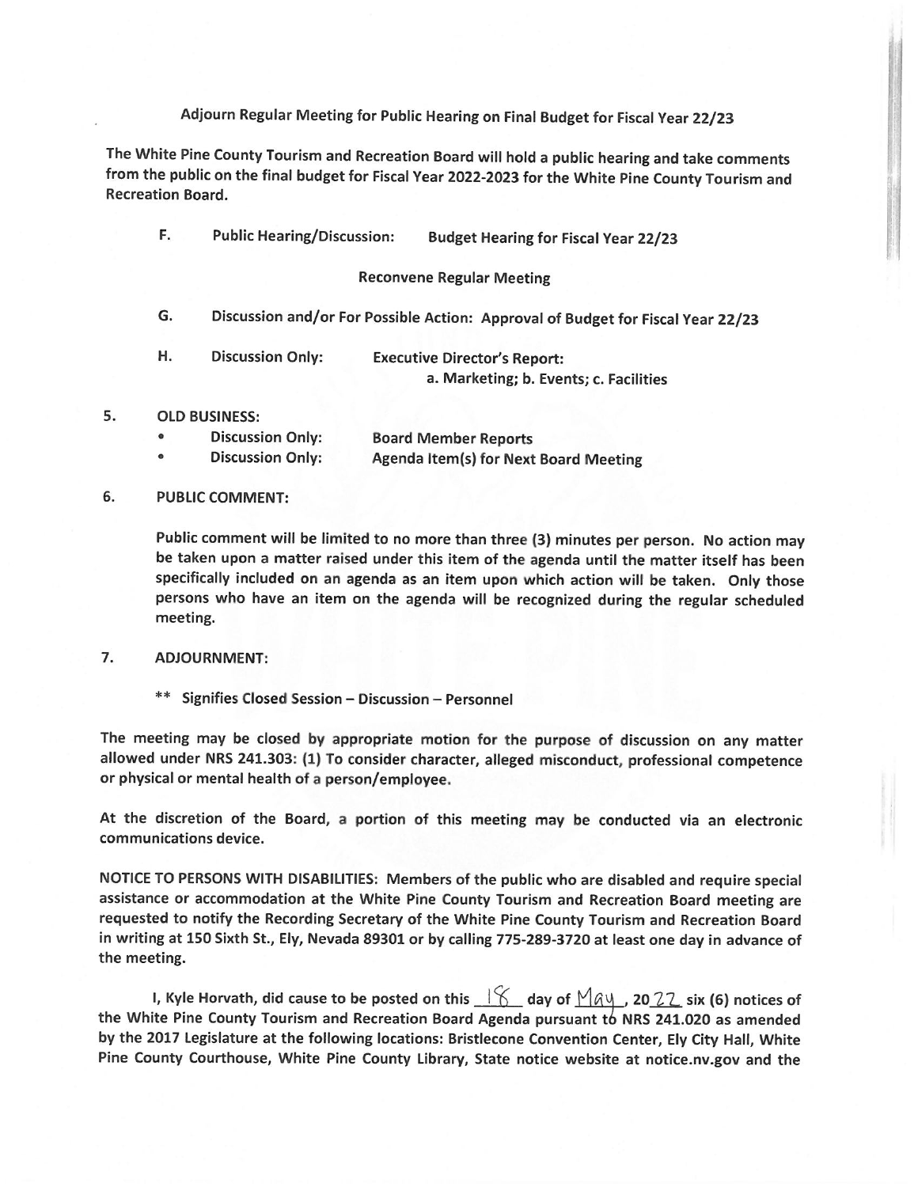Adjourn Regular Meeting for Public Hearing on Final Budget for Fiscal Year 22/23

The White Pine County Tourism and Recreation Board will hold a public hearing and take comments from the public on the final budget for Fiscal Year 2022-2023 for the White Pine County Tourism and Recreation Board.

F. Public Hearing/Discussion: Budget Hearing for Fiscal Year 22/23

Reconvene Regular Meeting

G. Discussion and/or For Possible Action: Approval of Budget for Fiscal Year 22/23

H. Discussion Only: Executive Director's Report:
a. Marketing; b. Events; c. Facilities

5. OLD BUSINESS:
   - Discussion Only: Board Member Reports
   - Discussion Only: Agenda Item(s) for Next Board Meeting

6. PUBLIC COMMENT:

   Public comment will be limited to no more than three (3) minutes per person. No action may be taken upon a matter raised under this item of the agenda until the matter itself has been specifically included on an agenda as an item upon which action will be taken. Only those persons who have an item on the agenda will be recognized during the regular scheduled meeting.

7. ADJOURNMENT:

   ** Signifies Closed Session – Discussion – Personnel

The meeting may be closed by appropriate motion for the purpose of discussion on any matter allowed under NRS 241.303: (1) To consider character, alleged misconduct, professional competence or physical or mental health of a person/employee.

At the discretion of the Board, a portion of this meeting may be conducted via an electronic communications device.

NOTICE TO PERSONS WITH DISABILITIES: Members of the public who are disabled and require special assistance or accommodation at the White Pine County Tourism and Recreation Board meeting are requested to notify the Recording Secretary of the White Pine County Tourism and Recreation Board in writing at 150 Sixth St., Ely, Nevada 89301 or by calling 775-289-3720 at least one day in advance of the meeting.

I, Kyle Horvath, did cause to be posted on this 18 day of May, 2022 six (6) notices of the White Pine County Tourism and Recreation Board Agenda pursuant to NRS 241.020 as amended by the 2017 Legislature at the following locations: Bristlecone Convention Center, Ely City Hall, White Pine County Courthouse, White Pine County Library, State notice website at notice.nv.gov and the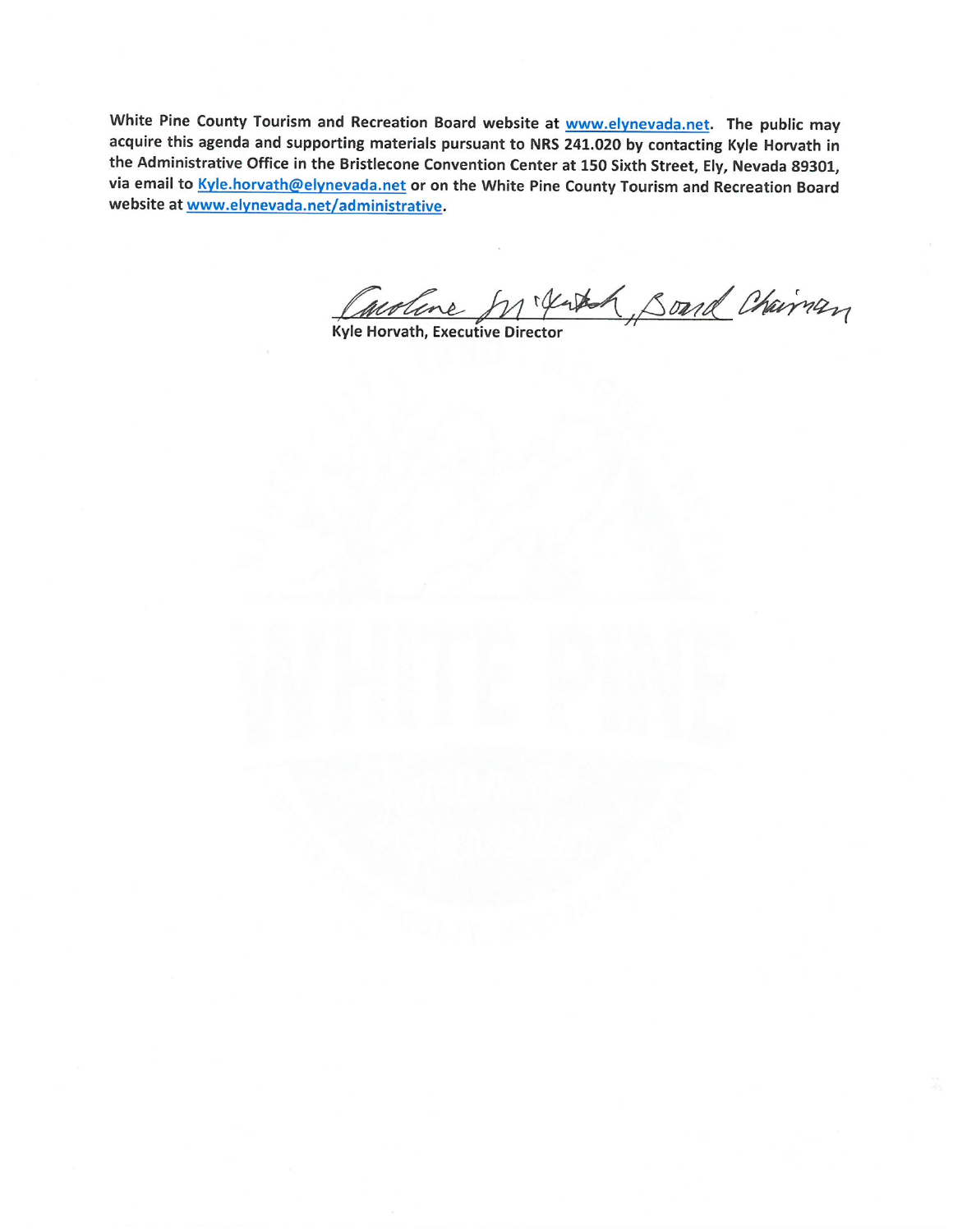White Pine County Tourism and Recreation Board website at [www.elynevada.net](http://www.elynevada.net). The public may acquire this agenda and supporting materials pursuant to NRS 241.020 by contacting Kyle Horvath in the Administrative Office in the Bristlecone Convention Center at 150 Sixth Street, Ely, Nevada 89301, via email to [Kyle.horvath@elynevada.net](mailto:Kyle.horvath@elynevada.net) or on the White Pine County Tourism and Recreation Board website at [www.elynevada.net/administrative](http://www.elynevada.net/administrative).

Caroline McIntosh, Board Chairman

Kyle Horvath, Executive Director